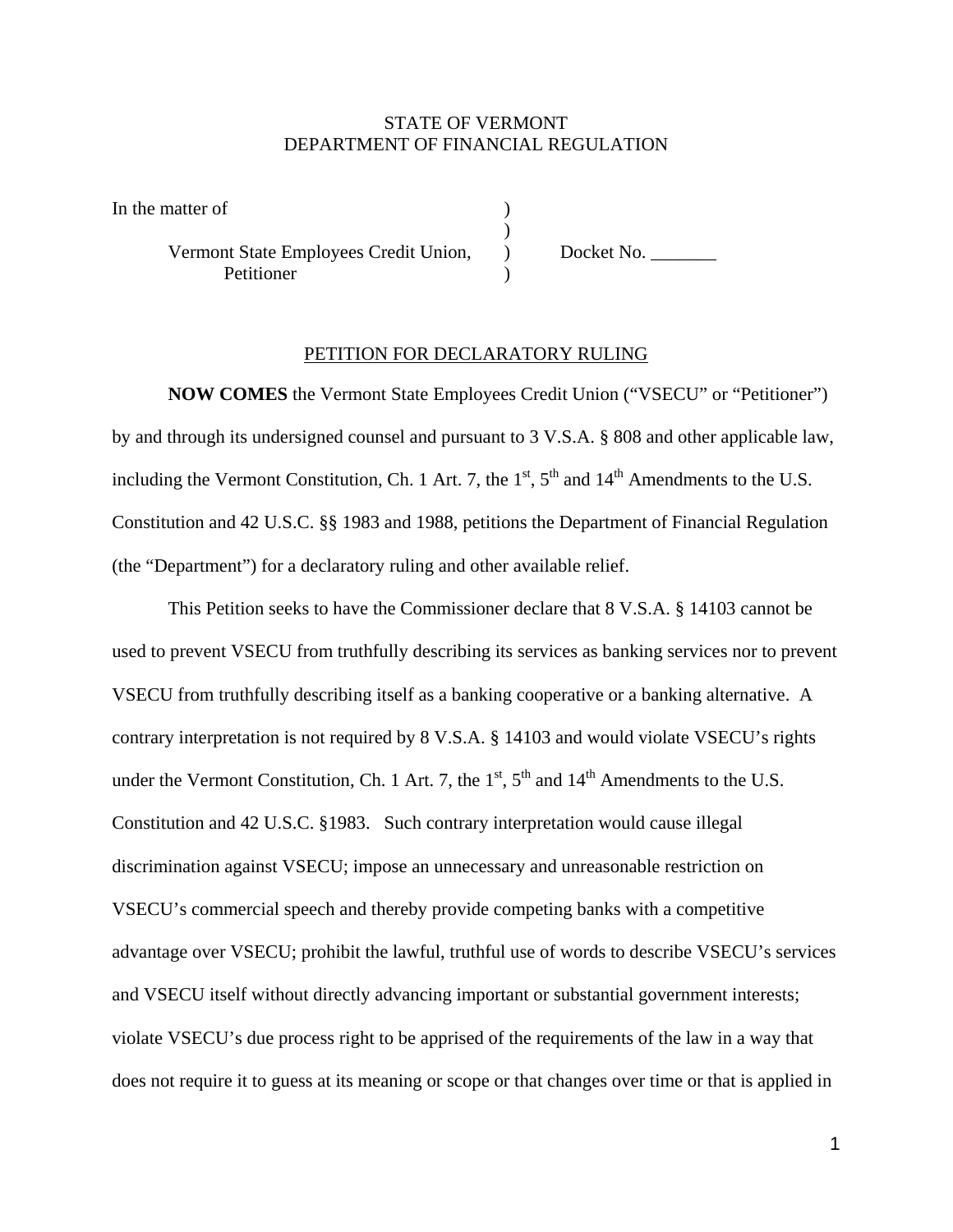STATE OF VERMONT
DEPARTMENT OF FINANCIAL REGULATION

| | | |
|---|---|---|
| In the matter of | ) | |
| | ) | |
| Vermont State Employees Credit Union, | ) | Docket No. _______ |
| Petitioner | ) | |

PETITION FOR DECLARATORY RULING

**NOW COMES** the Vermont State Employees Credit Union ("VSECU" or "Petitioner") by and through its undersigned counsel and pursuant to 3 V.S.A. § 808 and other applicable law, including the Vermont Constitution, Ch. 1 Art. 7, the 1st, 5th and 14th Amendments to the U.S. Constitution and 42 U.S.C. §§ 1983 and 1988, petitions the Department of Financial Regulation (the "Department") for a declaratory ruling and other available relief.

This Petition seeks to have the Commissioner declare that 8 V.S.A. § 14103 cannot be used to prevent VSECU from truthfully describing its services as banking services nor to prevent VSECU from truthfully describing itself as a banking cooperative or a banking alternative. A contrary interpretation is not required by 8 V.S.A. § 14103 and would violate VSECU's rights under the Vermont Constitution, Ch. 1 Art. 7, the 1st, 5th and 14th Amendments to the U.S. Constitution and 42 U.S.C. §1983. Such contrary interpretation would cause illegal discrimination against VSECU; impose an unnecessary and unreasonable restriction on VSECU's commercial speech and thereby provide competing banks with a competitive advantage over VSECU; prohibit the lawful, truthful use of words to describe VSECU's services and VSECU itself without directly advancing important or substantial government interests; violate VSECU's due process right to be apprised of the requirements of the law in a way that does not require it to guess at its meaning or scope or that changes over time or that is applied in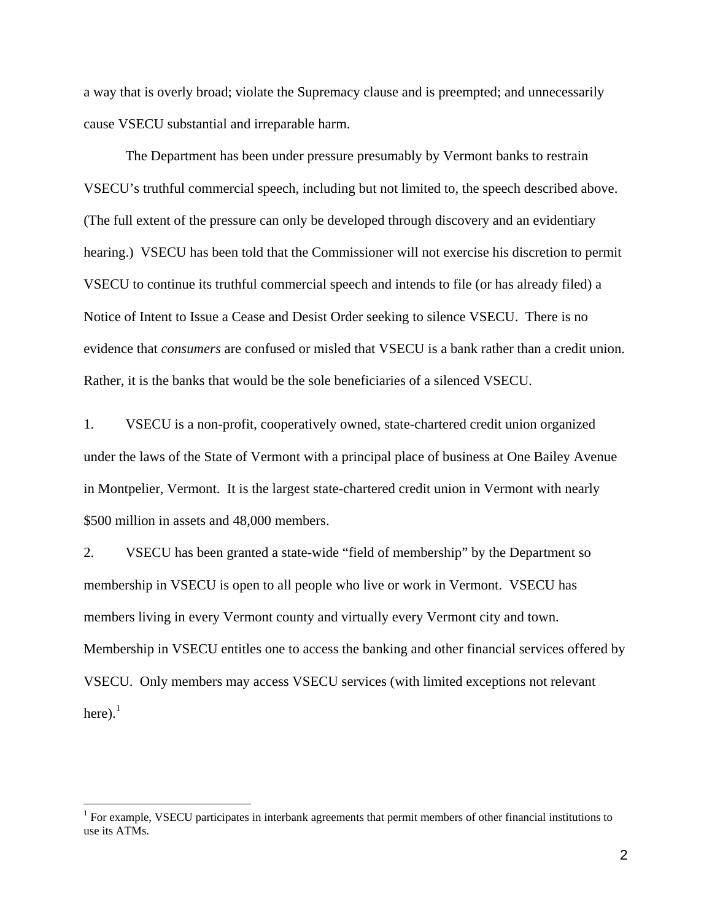a way that is overly broad; violate the Supremacy clause and is preempted; and unnecessarily cause VSECU substantial and irreparable harm.

The Department has been under pressure presumably by Vermont banks to restrain VSECU's truthful commercial speech, including but not limited to, the speech described above. (The full extent of the pressure can only be developed through discovery and an evidentiary hearing.) VSECU has been told that the Commissioner will not exercise his discretion to permit VSECU to continue its truthful commercial speech and intends to file (or has already filed) a Notice of Intent to Issue a Cease and Desist Order seeking to silence VSECU. There is no evidence that *consumers* are confused or misled that VSECU is a bank rather than a credit union. Rather, it is the banks that would be the sole beneficiaries of a silenced VSECU.

1. VSECU is a non-profit, cooperatively owned, state-chartered credit union organized under the laws of the State of Vermont with a principal place of business at One Bailey Avenue in Montpelier, Vermont. It is the largest state-chartered credit union in Vermont with nearly $500 million in assets and 48,000 members.

2. VSECU has been granted a state-wide "field of membership" by the Department so membership in VSECU is open to all people who live or work in Vermont. VSECU has members living in every Vermont county and virtually every Vermont city and town. Membership in VSECU entitles one to access the banking and other financial services offered by VSECU. Only members may access VSECU services (with limited exceptions not relevant here).[1]

[1] For example, VSECU participates in interbank agreements that permit members of other financial institutions to use its ATMs.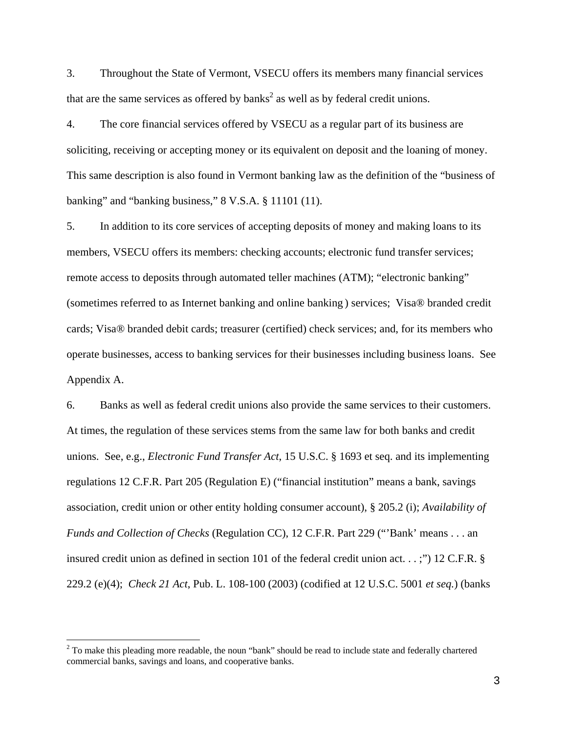3. Throughout the State of Vermont, VSECU offers its members many financial services that are the same services as offered by banks[2] as well as by federal credit unions.

4. The core financial services offered by VSECU as a regular part of its business are soliciting, receiving or accepting money or its equivalent on deposit and the loaning of money. This same description is also found in Vermont banking law as the definition of the "business of banking" and "banking business," 8 V.S.A. § 11101 (11).

5. In addition to its core services of accepting deposits of money and making loans to its members, VSECU offers its members: checking accounts; electronic fund transfer services; remote access to deposits through automated teller machines (ATM); "electronic banking" (sometimes referred to as Internet banking and online banking ) services; Visa® branded credit cards; Visa® branded debit cards; treasurer (certified) check services; and, for its members who operate businesses, access to banking services for their businesses including business loans. See Appendix A.

6. Banks as well as federal credit unions also provide the same services to their customers. At times, the regulation of these services stems from the same law for both banks and credit unions. See, e.g., *Electronic Fund Transfer Act*, 15 U.S.C. § 1693 et seq. and its implementing regulations 12 C.F.R. Part 205 (Regulation E) ("financial institution" means a bank, savings association, credit union or other entity holding consumer account), § 205.2 (i); *Availability of Funds and Collection of Checks* (Regulation CC), 12 C.F.R. Part 229 ("'Bank' means . . . an insured credit union as defined in section 101 of the federal credit union act. . . ;") 12 C.F.R. § 229.2 (e)(4); *Check 21 Act*, Pub. L. 108-100 (2003) (codified at 12 U.S.C. 5001 *et seq.*) (banks

---

[2] To make this pleading more readable, the noun "bank" should be read to include state and federally chartered commercial banks, savings and loans, and cooperative banks.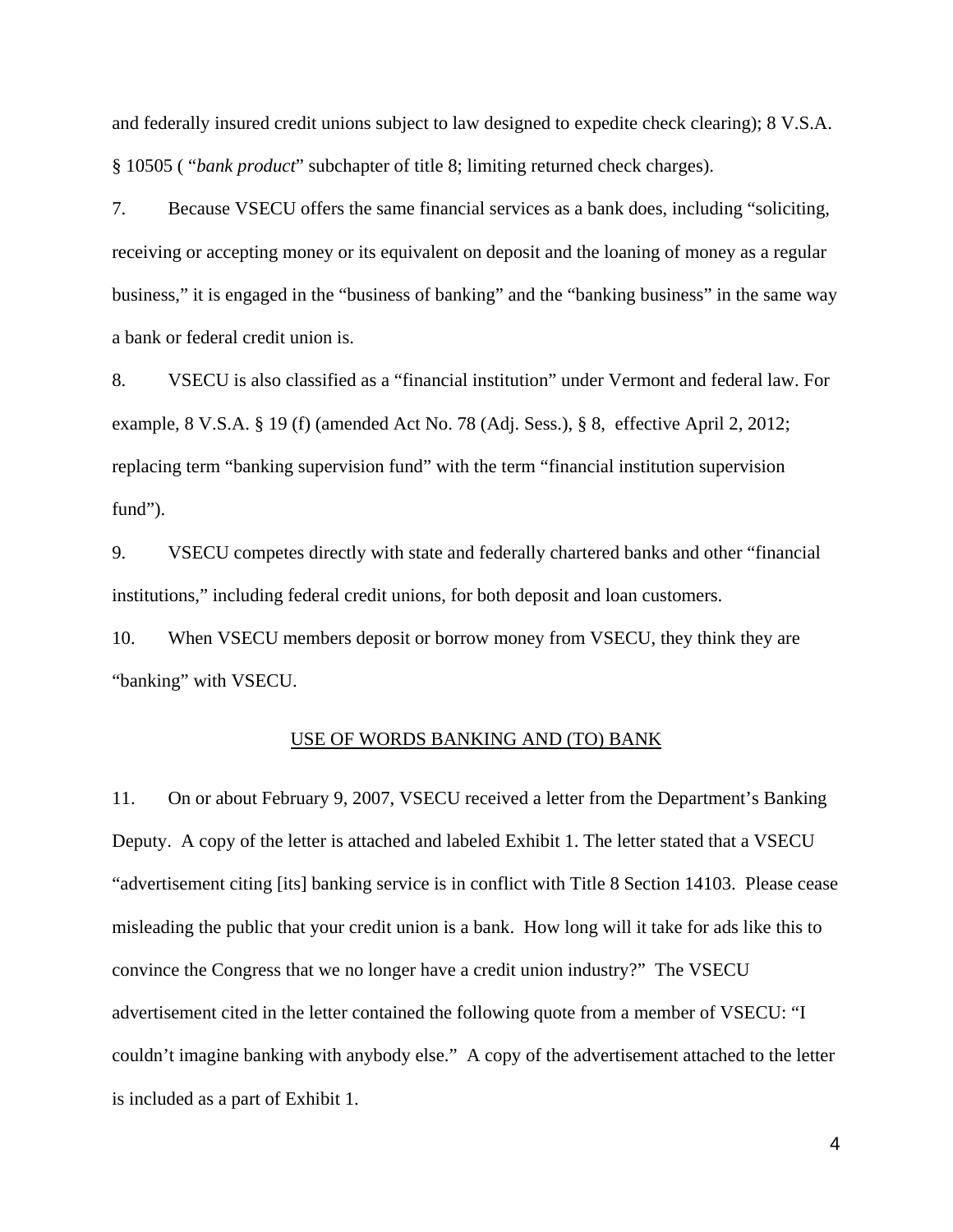and federally insured credit unions subject to law designed to expedite check clearing); 8 V.S.A. § 10505 ( "*bank product*" subchapter of title 8; limiting returned check charges).

7. Because VSECU offers the same financial services as a bank does, including "soliciting, receiving or accepting money or its equivalent on deposit and the loaning of money as a regular business," it is engaged in the "business of banking" and the "banking business" in the same way a bank or federal credit union is.

8. VSECU is also classified as a "financial institution" under Vermont and federal law. For example, 8 V.S.A. § 19 (f) (amended Act No. 78 (Adj. Sess.), § 8, effective April 2, 2012; replacing term "banking supervision fund" with the term "financial institution supervision fund").

9. VSECU competes directly with state and federally chartered banks and other "financial institutions," including federal credit unions, for both deposit and loan customers.

10. When VSECU members deposit or borrow money from VSECU, they think they are "banking" with VSECU.

<u>USE OF WORDS BANKING AND (TO) BANK</u>

11. On or about February 9, 2007, VSECU received a letter from the Department's Banking Deputy. A copy of the letter is attached and labeled Exhibit 1. The letter stated that a VSECU "advertisement citing [its] banking service is in conflict with Title 8 Section 14103. Please cease misleading the public that your credit union is a bank. How long will it take for ads like this to convince the Congress that we no longer have a credit union industry?" The VSECU advertisement cited in the letter contained the following quote from a member of VSECU: "I couldn't imagine banking with anybody else." A copy of the advertisement attached to the letter is included as a part of Exhibit 1.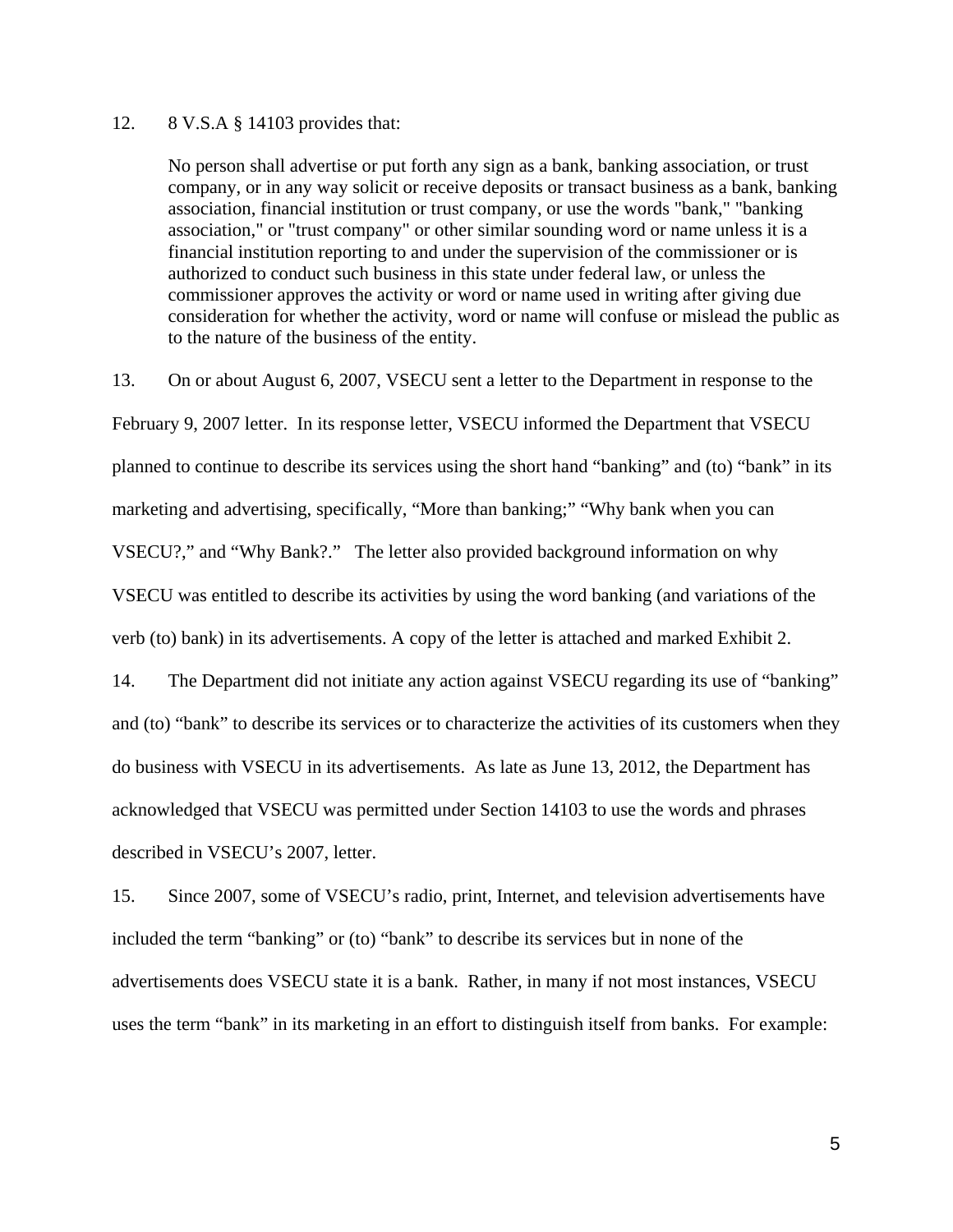12. 8 V.S.A § 14103 provides that:

> No person shall advertise or put forth any sign as a bank, banking association, or trust company, or in any way solicit or receive deposits or transact business as a bank, banking association, financial institution or trust company, or use the words "bank," "banking association," or "trust company" or other similar sounding word or name unless it is a financial institution reporting to and under the supervision of the commissioner or is authorized to conduct such business in this state under federal law, or unless the commissioner approves the activity or word or name used in writing after giving due consideration for whether the activity, word or name will confuse or mislead the public as to the nature of the business of the entity.

13. On or about August 6, 2007, VSECU sent a letter to the Department in response to the February 9, 2007 letter. In its response letter, VSECU informed the Department that VSECU planned to continue to describe its services using the short hand "banking" and (to) "bank" in its marketing and advertising, specifically, "More than banking;" "Why bank when you can VSECU?," and "Why Bank?." The letter also provided background information on why VSECU was entitled to describe its activities by using the word banking (and variations of the verb (to) bank) in its advertisements. A copy of the letter is attached and marked Exhibit 2.

14. The Department did not initiate any action against VSECU regarding its use of "banking" and (to) "bank" to describe its services or to characterize the activities of its customers when they do business with VSECU in its advertisements. As late as June 13, 2012, the Department has acknowledged that VSECU was permitted under Section 14103 to use the words and phrases described in VSECU's 2007, letter.

15. Since 2007, some of VSECU's radio, print, Internet, and television advertisements have included the term "banking" or (to) "bank" to describe its services but in none of the advertisements does VSECU state it is a bank. Rather, in many if not most instances, VSECU uses the term "bank" in its marketing in an effort to distinguish itself from banks. For example: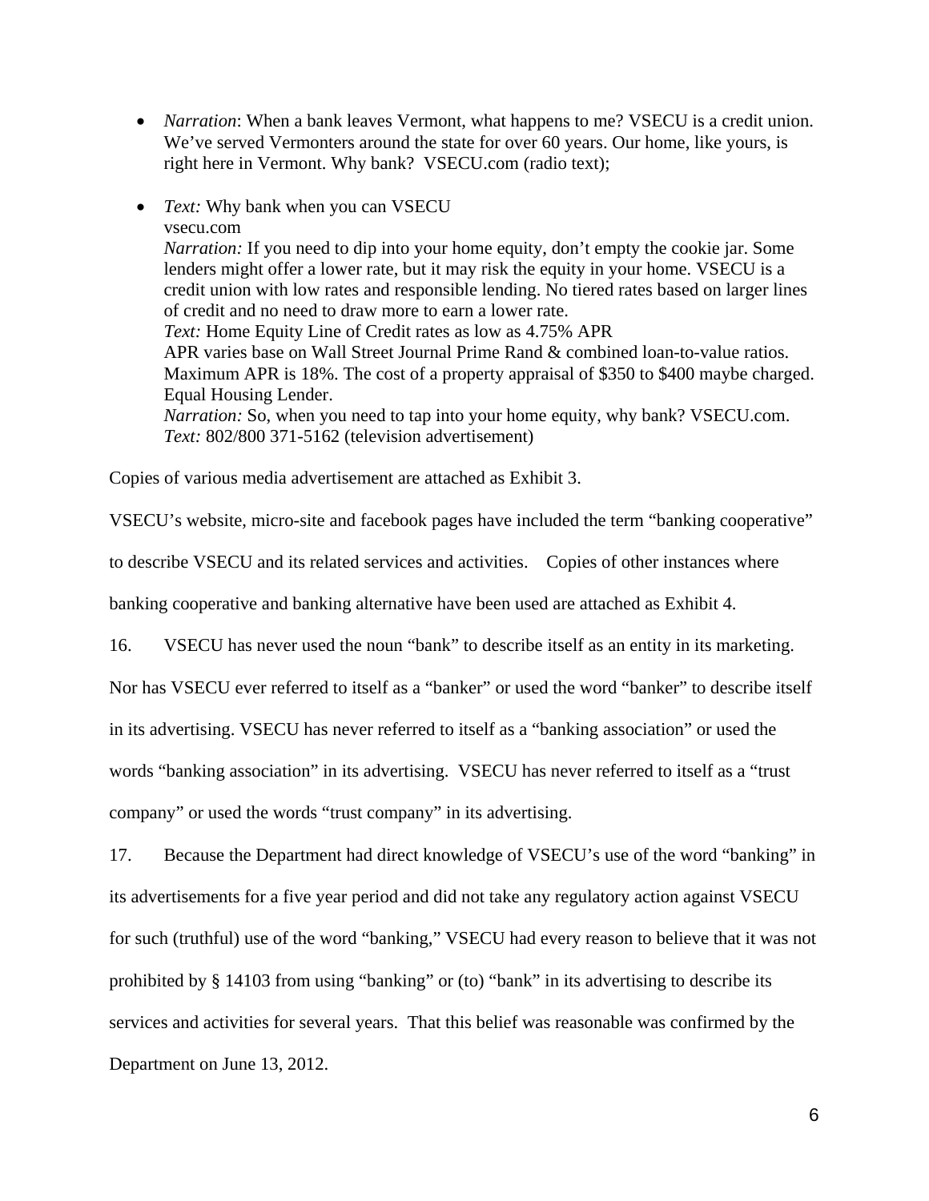- *Narration*: When a bank leaves Vermont, what happens to me? VSECU is a credit union. We've served Vermonters around the state for over 60 years. Our home, like yours, is right here in Vermont. Why bank? VSECU.com (radio text);

- *Text:* Why bank when you can VSECU  
  vsecu.com  
  *Narration:* If you need to dip into your home equity, don't empty the cookie jar. Some lenders might offer a lower rate, but it may risk the equity in your home. VSECU is a credit union with low rates and responsible lending. No tiered rates based on larger lines of credit and no need to draw more to earn a lower rate.  
  *Text:* Home Equity Line of Credit rates as low as 4.75% APR  
  APR varies base on Wall Street Journal Prime Rand & combined loan-to-value ratios. Maximum APR is 18%. The cost of a property appraisal of $350 to $400 maybe charged. Equal Housing Lender.  
  *Narration:* So, when you need to tap into your home equity, why bank? VSECU.com.  
  *Text:* 802/800 371-5162 (television advertisement)

Copies of various media advertisement are attached as Exhibit 3.

VSECU's website, micro-site and facebook pages have included the term "banking cooperative" to describe VSECU and its related services and activities. Copies of other instances where banking cooperative and banking alternative have been used are attached as Exhibit 4.

16. VSECU has never used the noun "bank" to describe itself as an entity in its marketing. Nor has VSECU ever referred to itself as a "banker" or used the word "banker" to describe itself in its advertising. VSECU has never referred to itself as a "banking association" or used the words "banking association" in its advertising. VSECU has never referred to itself as a "trust company" or used the words "trust company" in its advertising.

17. Because the Department had direct knowledge of VSECU's use of the word "banking" in its advertisements for a five year period and did not take any regulatory action against VSECU for such (truthful) use of the word "banking," VSECU had every reason to believe that it was not prohibited by § 14103 from using "banking" or (to) "bank" in its advertising to describe its services and activities for several years. That this belief was reasonable was confirmed by the Department on June 13, 2012.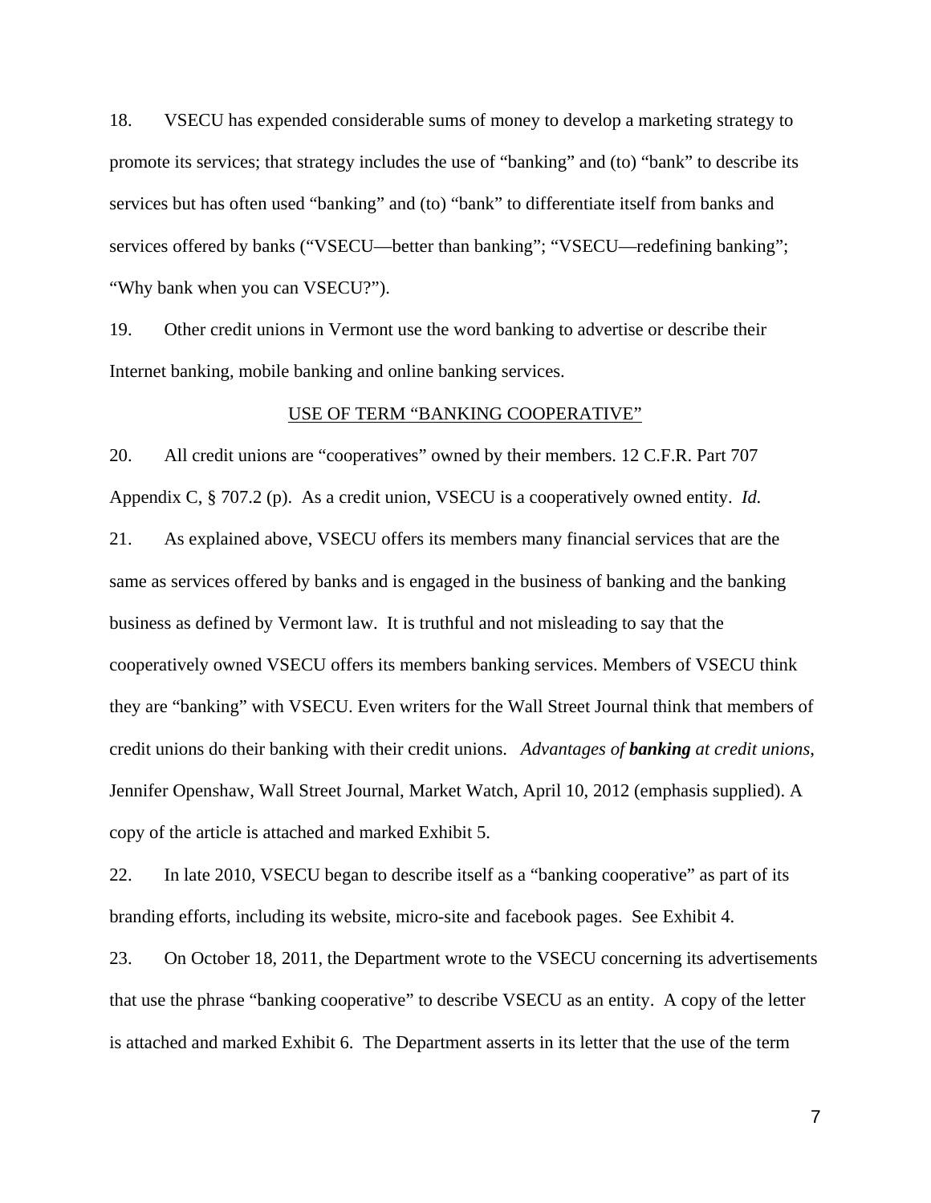18. VSECU has expended considerable sums of money to develop a marketing strategy to promote its services; that strategy includes the use of "banking" and (to) "bank" to describe its services but has often used "banking" and (to) "bank" to differentiate itself from banks and services offered by banks ("VSECU—better than banking"; "VSECU—redefining banking"; "Why bank when you can VSECU?").

19. Other credit unions in Vermont use the word banking to advertise or describe their Internet banking, mobile banking and online banking services.

<u>USE OF TERM "BANKING COOPERATIVE"</u>

20. All credit unions are "cooperatives" owned by their members. 12 C.F.R. Part 707 Appendix C, § 707.2 (p). As a credit union, VSECU is a cooperatively owned entity. *Id.*

21. As explained above, VSECU offers its members many financial services that are the same as services offered by banks and is engaged in the business of banking and the banking business as defined by Vermont law. It is truthful and not misleading to say that the cooperatively owned VSECU offers its members banking services. Members of VSECU think they are "banking" with VSECU. Even writers for the Wall Street Journal think that members of credit unions do their banking with their credit unions. *Advantages of **banking** at credit unions*, Jennifer Openshaw, Wall Street Journal, Market Watch, April 10, 2012 (emphasis supplied). A copy of the article is attached and marked Exhibit 5.

22. In late 2010, VSECU began to describe itself as a "banking cooperative" as part of its branding efforts, including its website, micro-site and facebook pages. See Exhibit 4.

23. On October 18, 2011, the Department wrote to the VSECU concerning its advertisements that use the phrase "banking cooperative" to describe VSECU as an entity. A copy of the letter is attached and marked Exhibit 6. The Department asserts in its letter that the use of the term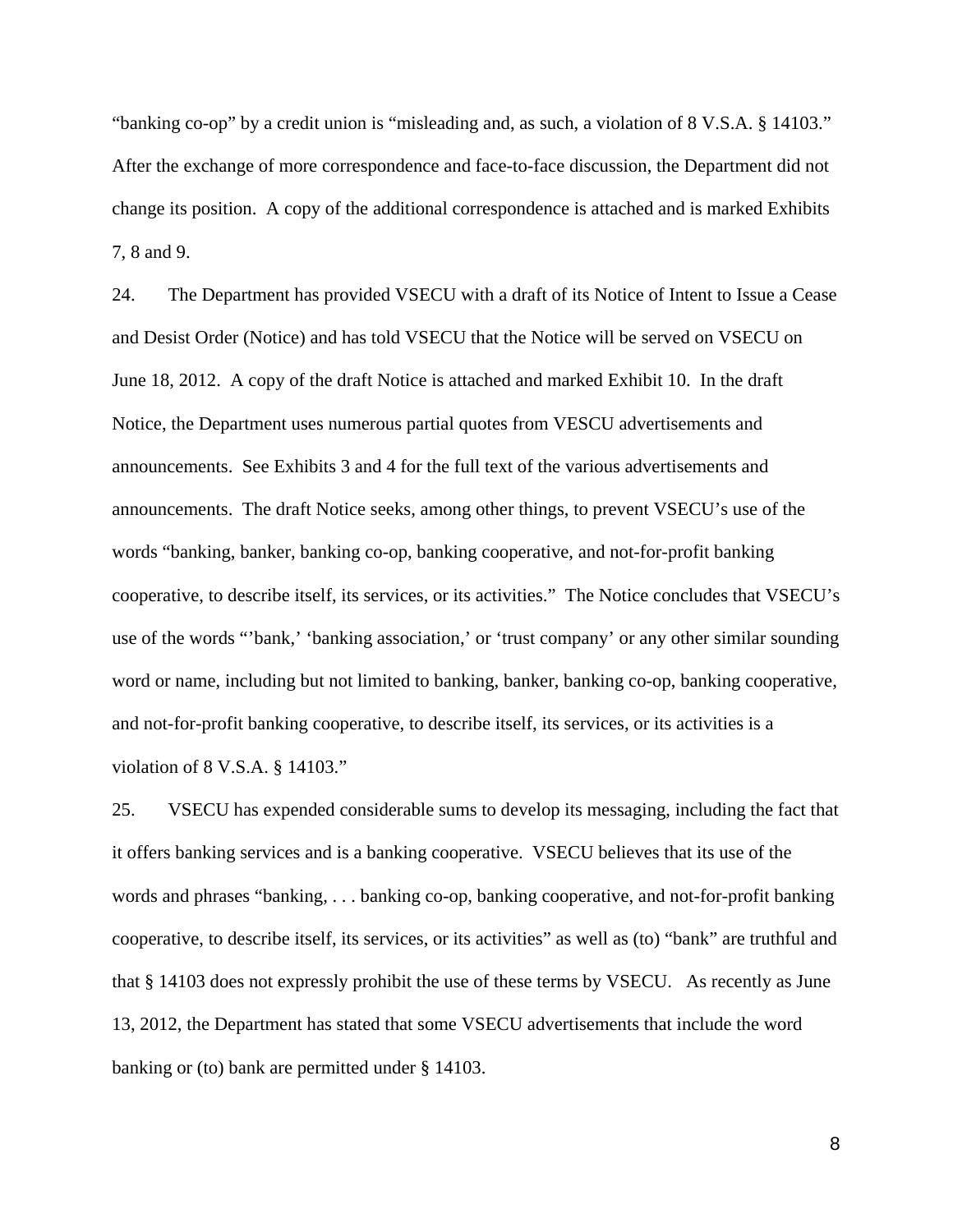"banking co-op" by a credit union is "misleading and, as such, a violation of 8 V.S.A. § 14103." After the exchange of more correspondence and face-to-face discussion, the Department did not change its position. A copy of the additional correspondence is attached and is marked Exhibits 7, 8 and 9.

24. The Department has provided VSECU with a draft of its Notice of Intent to Issue a Cease and Desist Order (Notice) and has told VSECU that the Notice will be served on VSECU on June 18, 2012. A copy of the draft Notice is attached and marked Exhibit 10. In the draft Notice, the Department uses numerous partial quotes from VESCU advertisements and announcements. See Exhibits 3 and 4 for the full text of the various advertisements and announcements. The draft Notice seeks, among other things, to prevent VSECU's use of the words "banking, banker, banking co-op, banking cooperative, and not-for-profit banking cooperative, to describe itself, its services, or its activities." The Notice concludes that VSECU's use of the words "'bank,' 'banking association,' or 'trust company' or any other similar sounding word or name, including but not limited to banking, banker, banking co-op, banking cooperative, and not-for-profit banking cooperative, to describe itself, its services, or its activities is a violation of 8 V.S.A. § 14103."

25. VSECU has expended considerable sums to develop its messaging, including the fact that it offers banking services and is a banking cooperative. VSECU believes that its use of the words and phrases "banking, . . . banking co-op, banking cooperative, and not-for-profit banking cooperative, to describe itself, its services, or its activities" as well as (to) "bank" are truthful and that § 14103 does not expressly prohibit the use of these terms by VSECU. As recently as June 13, 2012, the Department has stated that some VSECU advertisements that include the word banking or (to) bank are permitted under § 14103.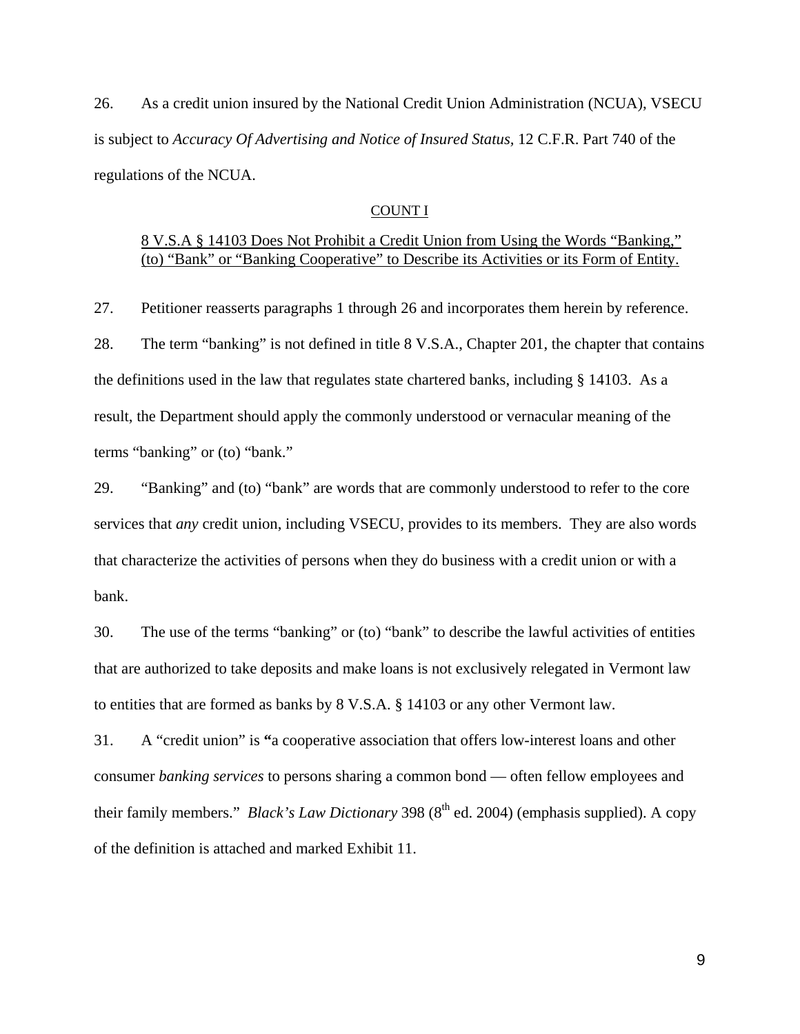26. As a credit union insured by the National Credit Union Administration (NCUA), VSECU is subject to *Accuracy Of Advertising and Notice of Insured Status*, 12 C.F.R. Part 740 of the regulations of the NCUA.

COUNT I

8 V.S.A § 14103 Does Not Prohibit a Credit Union from Using the Words "Banking," (to) "Bank" or "Banking Cooperative" to Describe its Activities or its Form of Entity.

27. Petitioner reasserts paragraphs 1 through 26 and incorporates them herein by reference.

28. The term "banking" is not defined in title 8 V.S.A., Chapter 201, the chapter that contains the definitions used in the law that regulates state chartered banks, including § 14103. As a result, the Department should apply the commonly understood or vernacular meaning of the terms "banking" or (to) "bank."

29. "Banking" and (to) "bank" are words that are commonly understood to refer to the core services that *any* credit union, including VSECU, provides to its members. They are also words that characterize the activities of persons when they do business with a credit union or with a bank.

30. The use of the terms "banking" or (to) "bank" to describe the lawful activities of entities that are authorized to take deposits and make loans is not exclusively relegated in Vermont law to entities that are formed as banks by 8 V.S.A. § 14103 or any other Vermont law.

31. A "credit union" is **"**a cooperative association that offers low-interest loans and other consumer *banking services* to persons sharing a common bond — often fellow employees and their family members." *Black's Law Dictionary* 398 (8th ed. 2004) (emphasis supplied). A copy of the definition is attached and marked Exhibit 11.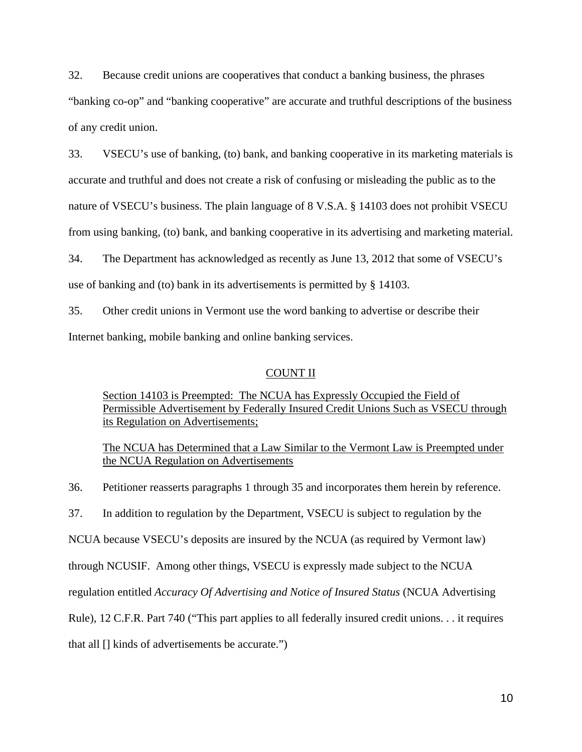32. Because credit unions are cooperatives that conduct a banking business, the phrases "banking co-op" and "banking cooperative" are accurate and truthful descriptions of the business of any credit union.

33. VSECU's use of banking, (to) bank, and banking cooperative in its marketing materials is accurate and truthful and does not create a risk of confusing or misleading the public as to the nature of VSECU's business. The plain language of 8 V.S.A. § 14103 does not prohibit VSECU from using banking, (to) bank, and banking cooperative in its advertising and marketing material.

34. The Department has acknowledged as recently as June 13, 2012 that some of VSECU's use of banking and (to) bank in its advertisements is permitted by § 14103.

35. Other credit unions in Vermont use the word banking to advertise or describe their Internet banking, mobile banking and online banking services.

## COUNT II

Section 14103 is Preempted: The NCUA has Expressly Occupied the Field of Permissible Advertisement by Federally Insured Credit Unions Such as VSECU through its Regulation on Advertisements;

The NCUA has Determined that a Law Similar to the Vermont Law is Preempted under the NCUA Regulation on Advertisements

36. Petitioner reasserts paragraphs 1 through 35 and incorporates them herein by reference.

37. In addition to regulation by the Department, VSECU is subject to regulation by the NCUA because VSECU's deposits are insured by the NCUA (as required by Vermont law) through NCUSIF. Among other things, VSECU is expressly made subject to the NCUA regulation entitled *Accuracy Of Advertising and Notice of Insured Status* (NCUA Advertising Rule), 12 C.F.R. Part 740 ("This part applies to all federally insured credit unions. . . it requires that all [] kinds of advertisements be accurate.")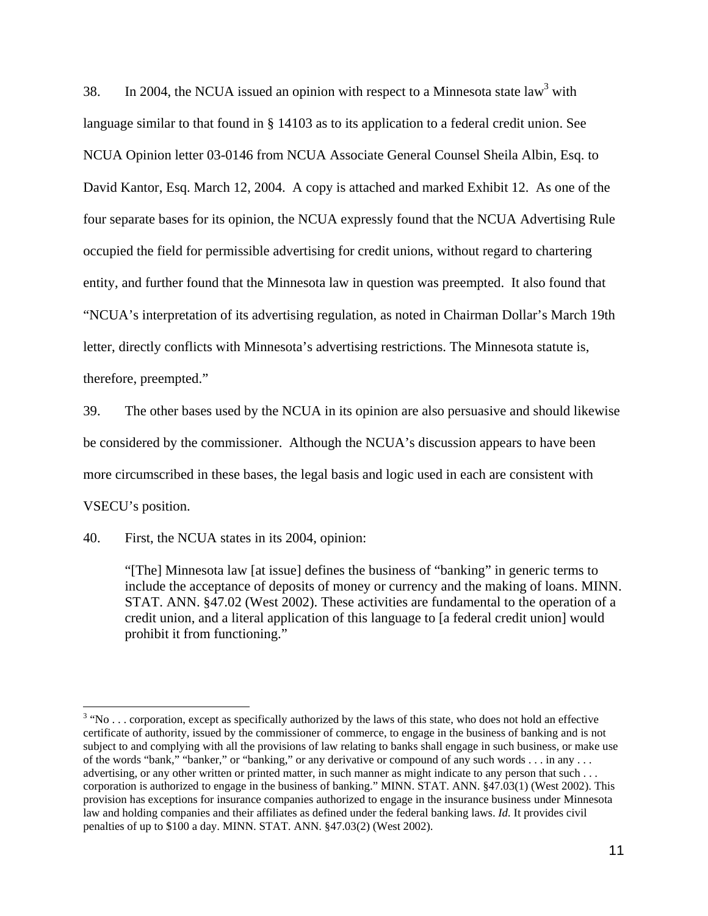38. In 2004, the NCUA issued an opinion with respect to a Minnesota state law[3] with language similar to that found in § 14103 as to its application to a federal credit union. See NCUA Opinion letter 03-0146 from NCUA Associate General Counsel Sheila Albin, Esq. to David Kantor, Esq. March 12, 2004. A copy is attached and marked Exhibit 12. As one of the four separate bases for its opinion, the NCUA expressly found that the NCUA Advertising Rule occupied the field for permissible advertising for credit unions, without regard to chartering entity, and further found that the Minnesota law in question was preempted. It also found that "NCUA's interpretation of its advertising regulation, as noted in Chairman Dollar's March 19th letter, directly conflicts with Minnesota's advertising restrictions. The Minnesota statute is, therefore, preempted."

39. The other bases used by the NCUA in its opinion are also persuasive and should likewise be considered by the commissioner. Although the NCUA's discussion appears to have been more circumscribed in these bases, the legal basis and logic used in each are consistent with VSECU's position.

40. First, the NCUA states in its 2004, opinion:

> "[The] Minnesota law [at issue] defines the business of "banking" in generic terms to include the acceptance of deposits of money or currency and the making of loans. MINN. STAT. ANN. §47.02 (West 2002). These activities are fundamental to the operation of a credit union, and a literal application of this language to [a federal credit union] would prohibit it from functioning."

---

[3] "No . . . corporation, except as specifically authorized by the laws of this state, who does not hold an effective certificate of authority, issued by the commissioner of commerce, to engage in the business of banking and is not subject to and complying with all the provisions of law relating to banks shall engage in such business, or make use of the words "bank," "banker," or "banking," or any derivative or compound of any such words . . . in any . . . advertising, or any other written or printed matter, in such manner as might indicate to any person that such . . . corporation is authorized to engage in the business of banking." MINN. STAT. ANN. §47.03(1) (West 2002). This provision has exceptions for insurance companies authorized to engage in the insurance business under Minnesota law and holding companies and their affiliates as defined under the federal banking laws. *Id.* It provides civil penalties of up to $100 a day. MINN. STAT. ANN. §47.03(2) (West 2002).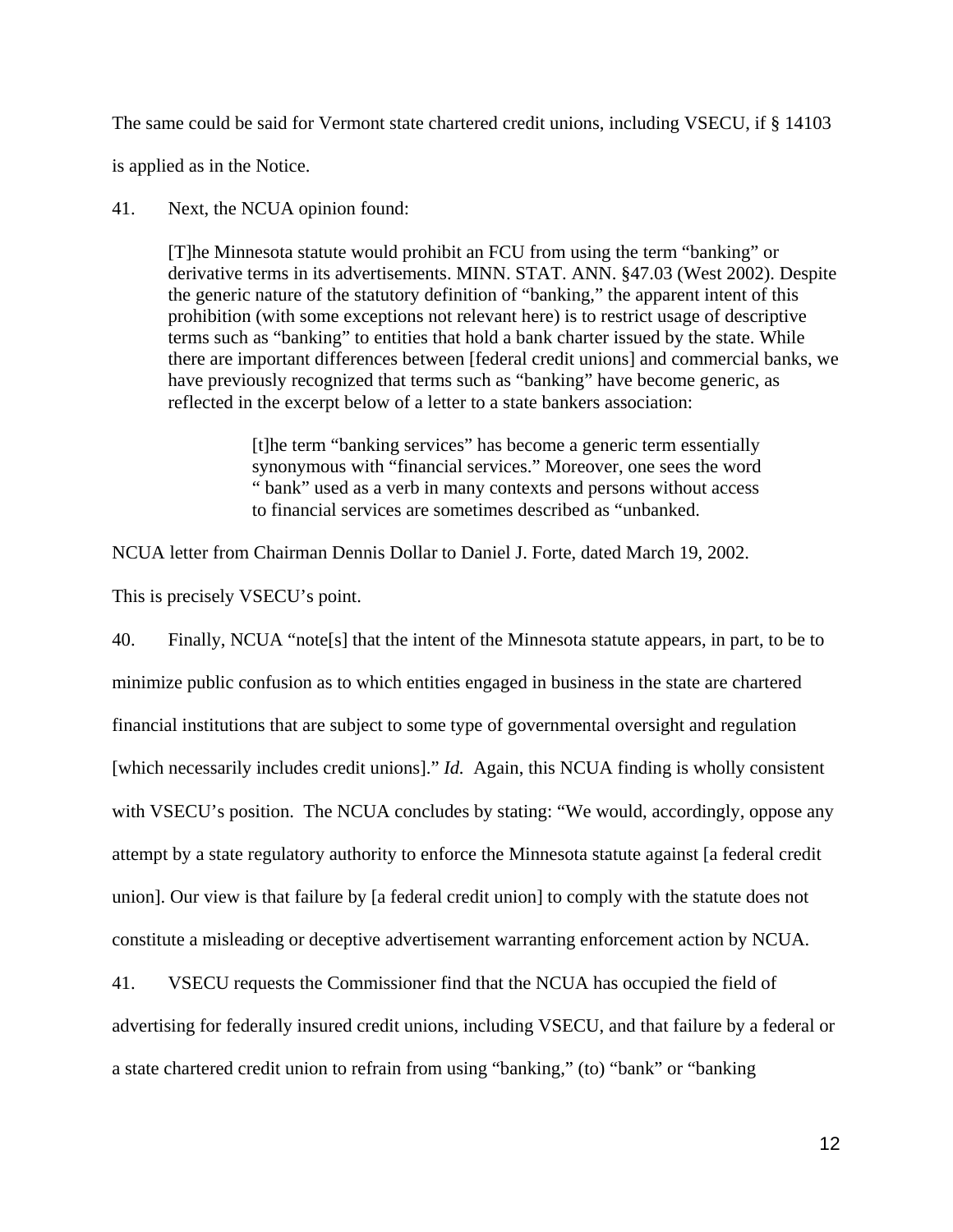The same could be said for Vermont state chartered credit unions, including VSECU, if § 14103 is applied as in the Notice.

41. Next, the NCUA opinion found:

> [T]he Minnesota statute would prohibit an FCU from using the term "banking" or derivative terms in its advertisements. MINN. STAT. ANN. §47.03 (West 2002). Despite the generic nature of the statutory definition of "banking," the apparent intent of this prohibition (with some exceptions not relevant here) is to restrict usage of descriptive terms such as "banking" to entities that hold a bank charter issued by the state. While there are important differences between [federal credit unions] and commercial banks, we have previously recognized that terms such as "banking" have become generic, as reflected in the excerpt below of a letter to a state bankers association:
>
> > [t]he term "banking services" has become a generic term essentially synonymous with "financial services." Moreover, one sees the word " bank" used as a verb in many contexts and persons without access to financial services are sometimes described as "unbanked.

NCUA letter from Chairman Dennis Dollar to Daniel J. Forte, dated March 19, 2002.

This is precisely VSECU's point.

40. Finally, NCUA "note[s] that the intent of the Minnesota statute appears, in part, to be to minimize public confusion as to which entities engaged in business in the state are chartered financial institutions that are subject to some type of governmental oversight and regulation [which necessarily includes credit unions]." *Id.* Again, this NCUA finding is wholly consistent with VSECU's position. The NCUA concludes by stating: "We would, accordingly, oppose any attempt by a state regulatory authority to enforce the Minnesota statute against [a federal credit union]. Our view is that failure by [a federal credit union] to comply with the statute does not constitute a misleading or deceptive advertisement warranting enforcement action by NCUA.

41. VSECU requests the Commissioner find that the NCUA has occupied the field of advertising for federally insured credit unions, including VSECU, and that failure by a federal or a state chartered credit union to refrain from using "banking," (to) "bank" or "banking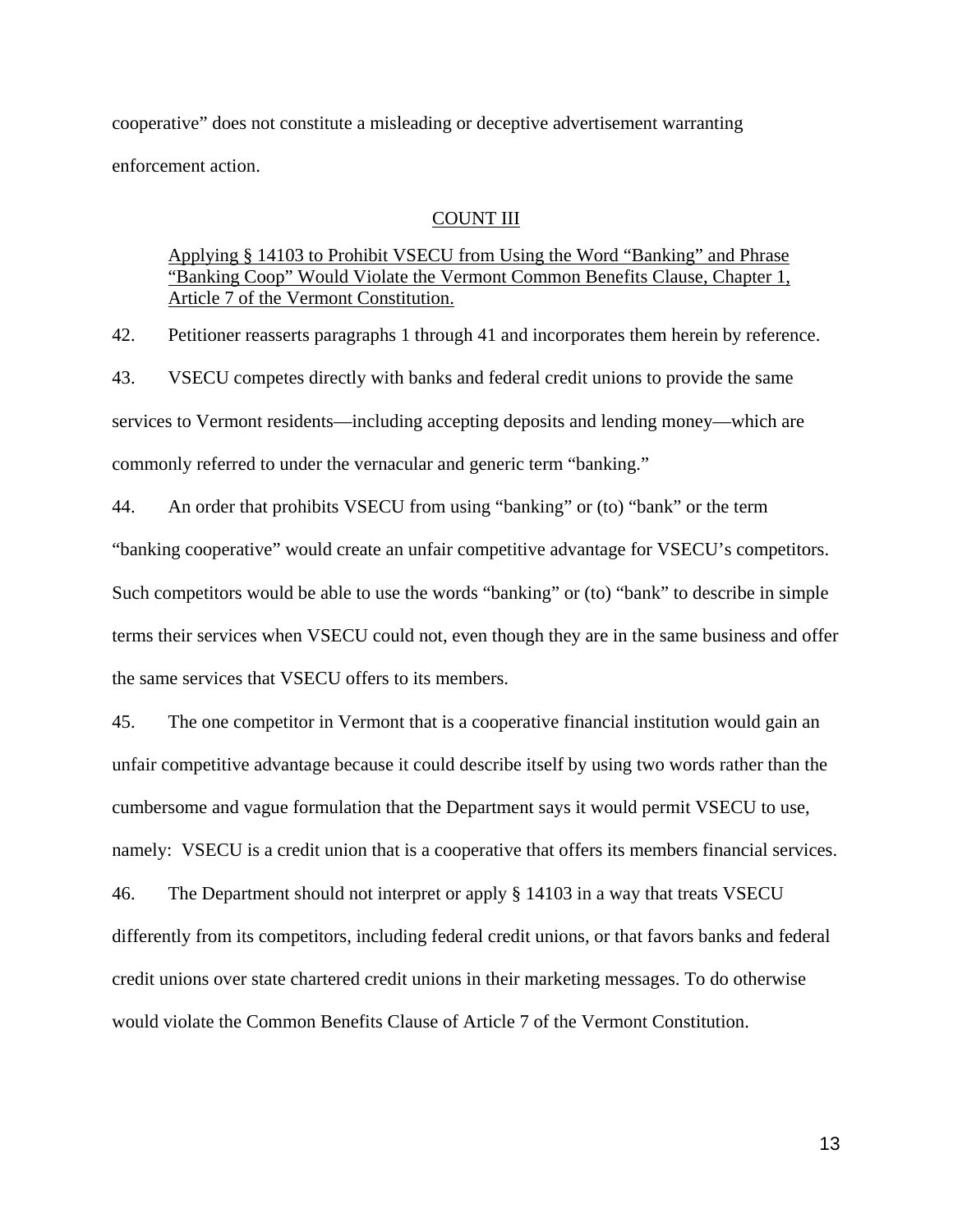cooperative" does not constitute a misleading or deceptive advertisement warranting enforcement action.

## COUNT III

Applying § 14103 to Prohibit VSECU from Using the Word "Banking" and Phrase "Banking Coop" Would Violate the Vermont Common Benefits Clause, Chapter 1, Article 7 of the Vermont Constitution.

42. Petitioner reasserts paragraphs 1 through 41 and incorporates them herein by reference.

43. VSECU competes directly with banks and federal credit unions to provide the same services to Vermont residents—including accepting deposits and lending money—which are commonly referred to under the vernacular and generic term "banking."

44. An order that prohibits VSECU from using "banking" or (to) "bank" or the term "banking cooperative" would create an unfair competitive advantage for VSECU's competitors. Such competitors would be able to use the words "banking" or (to) "bank" to describe in simple terms their services when VSECU could not, even though they are in the same business and offer the same services that VSECU offers to its members.

45. The one competitor in Vermont that is a cooperative financial institution would gain an unfair competitive advantage because it could describe itself by using two words rather than the cumbersome and vague formulation that the Department says it would permit VSECU to use, namely: VSECU is a credit union that is a cooperative that offers its members financial services.

46. The Department should not interpret or apply § 14103 in a way that treats VSECU differently from its competitors, including federal credit unions, or that favors banks and federal credit unions over state chartered credit unions in their marketing messages. To do otherwise would violate the Common Benefits Clause of Article 7 of the Vermont Constitution.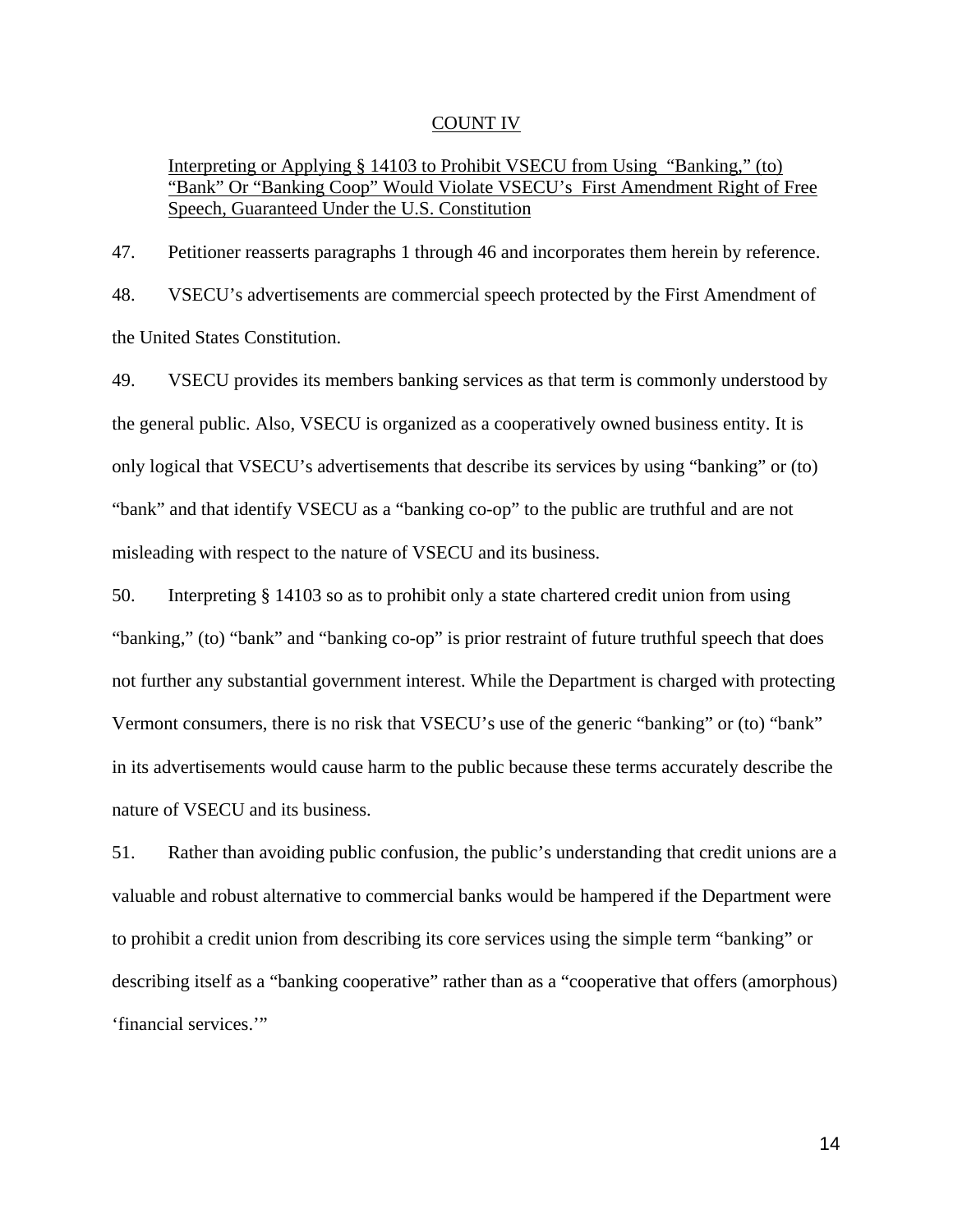<u>COUNT IV</u>

<u>Interpreting or Applying § 14103 to Prohibit VSECU from Using "Banking," (to) "Bank" Or "Banking Coop" Would Violate VSECU's First Amendment Right of Free Speech, Guaranteed Under the U.S. Constitution</u>

47. Petitioner reasserts paragraphs 1 through 46 and incorporates them herein by reference.

48. VSECU's advertisements are commercial speech protected by the First Amendment of the United States Constitution.

49. VSECU provides its members banking services as that term is commonly understood by the general public. Also, VSECU is organized as a cooperatively owned business entity. It is only logical that VSECU's advertisements that describe its services by using "banking" or (to) "bank" and that identify VSECU as a "banking co-op" to the public are truthful and are not misleading with respect to the nature of VSECU and its business.

50. Interpreting § 14103 so as to prohibit only a state chartered credit union from using "banking," (to) "bank" and "banking co-op" is prior restraint of future truthful speech that does not further any substantial government interest. While the Department is charged with protecting Vermont consumers, there is no risk that VSECU's use of the generic "banking" or (to) "bank" in its advertisements would cause harm to the public because these terms accurately describe the nature of VSECU and its business.

51. Rather than avoiding public confusion, the public's understanding that credit unions are a valuable and robust alternative to commercial banks would be hampered if the Department were to prohibit a credit union from describing its core services using the simple term "banking" or describing itself as a "banking cooperative" rather than as a "cooperative that offers (amorphous) 'financial services.'"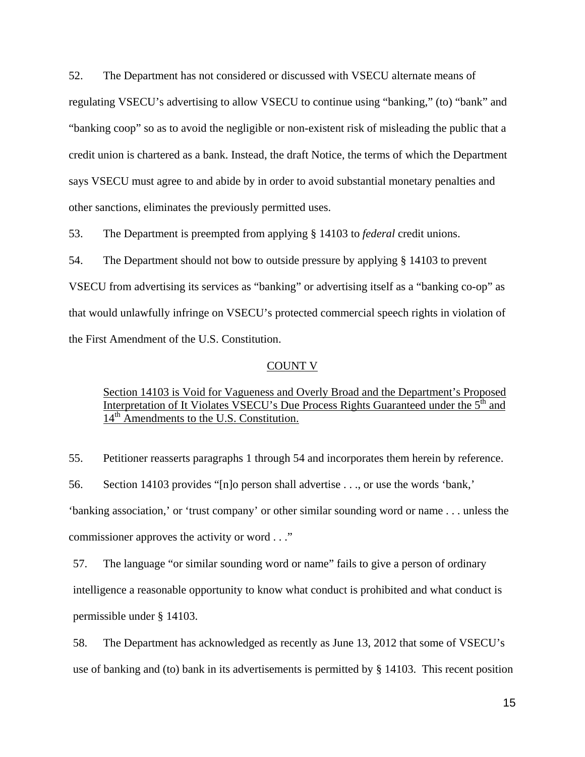52. The Department has not considered or discussed with VSECU alternate means of regulating VSECU's advertising to allow VSECU to continue using "banking," (to) "bank" and "banking coop" so as to avoid the negligible or non-existent risk of misleading the public that a credit union is chartered as a bank. Instead, the draft Notice, the terms of which the Department says VSECU must agree to and abide by in order to avoid substantial monetary penalties and other sanctions, eliminates the previously permitted uses.

53. The Department is preempted from applying § 14103 to *federal* credit unions.

54. The Department should not bow to outside pressure by applying § 14103 to prevent VSECU from advertising its services as "banking" or advertising itself as a "banking co-op" as that would unlawfully infringe on VSECU's protected commercial speech rights in violation of the First Amendment of the U.S. Constitution.

## COUNT V

Section 14103 is Void for Vagueness and Overly Broad and the Department's Proposed Interpretation of It Violates VSECU's Due Process Rights Guaranteed under the 5th and 14th Amendments to the U.S. Constitution.

55. Petitioner reasserts paragraphs 1 through 54 and incorporates them herein by reference.

56. Section 14103 provides "[n]o person shall advertise . . ., or use the words 'bank,' 'banking association,' or 'trust company' or other similar sounding word or name . . . unless the commissioner approves the activity or word . . ."

57. The language "or similar sounding word or name" fails to give a person of ordinary intelligence a reasonable opportunity to know what conduct is prohibited and what conduct is permissible under § 14103.

58. The Department has acknowledged as recently as June 13, 2012 that some of VSECU's use of banking and (to) bank in its advertisements is permitted by § 14103. This recent position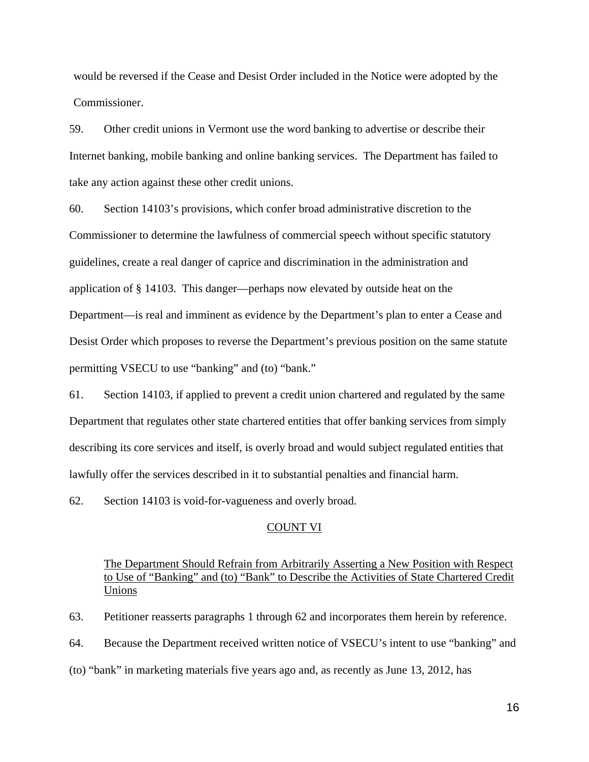would be reversed if the Cease and Desist Order included in the Notice were adopted by the Commissioner.

59. Other credit unions in Vermont use the word banking to advertise or describe their Internet banking, mobile banking and online banking services. The Department has failed to take any action against these other credit unions.

60. Section 14103's provisions, which confer broad administrative discretion to the Commissioner to determine the lawfulness of commercial speech without specific statutory guidelines, create a real danger of caprice and discrimination in the administration and application of § 14103. This danger—perhaps now elevated by outside heat on the Department—is real and imminent as evidence by the Department's plan to enter a Cease and Desist Order which proposes to reverse the Department's previous position on the same statute permitting VSECU to use "banking" and (to) "bank."

61. Section 14103, if applied to prevent a credit union chartered and regulated by the same Department that regulates other state chartered entities that offer banking services from simply describing its core services and itself, is overly broad and would subject regulated entities that lawfully offer the services described in it to substantial penalties and financial harm.

62. Section 14103 is void-for-vagueness and overly broad.

## COUNT VI

The Department Should Refrain from Arbitrarily Asserting a New Position with Respect to Use of "Banking" and (to) "Bank" to Describe the Activities of State Chartered Credit Unions

63. Petitioner reasserts paragraphs 1 through 62 and incorporates them herein by reference.

64. Because the Department received written notice of VSECU's intent to use "banking" and (to) "bank" in marketing materials five years ago and, as recently as June 13, 2012, has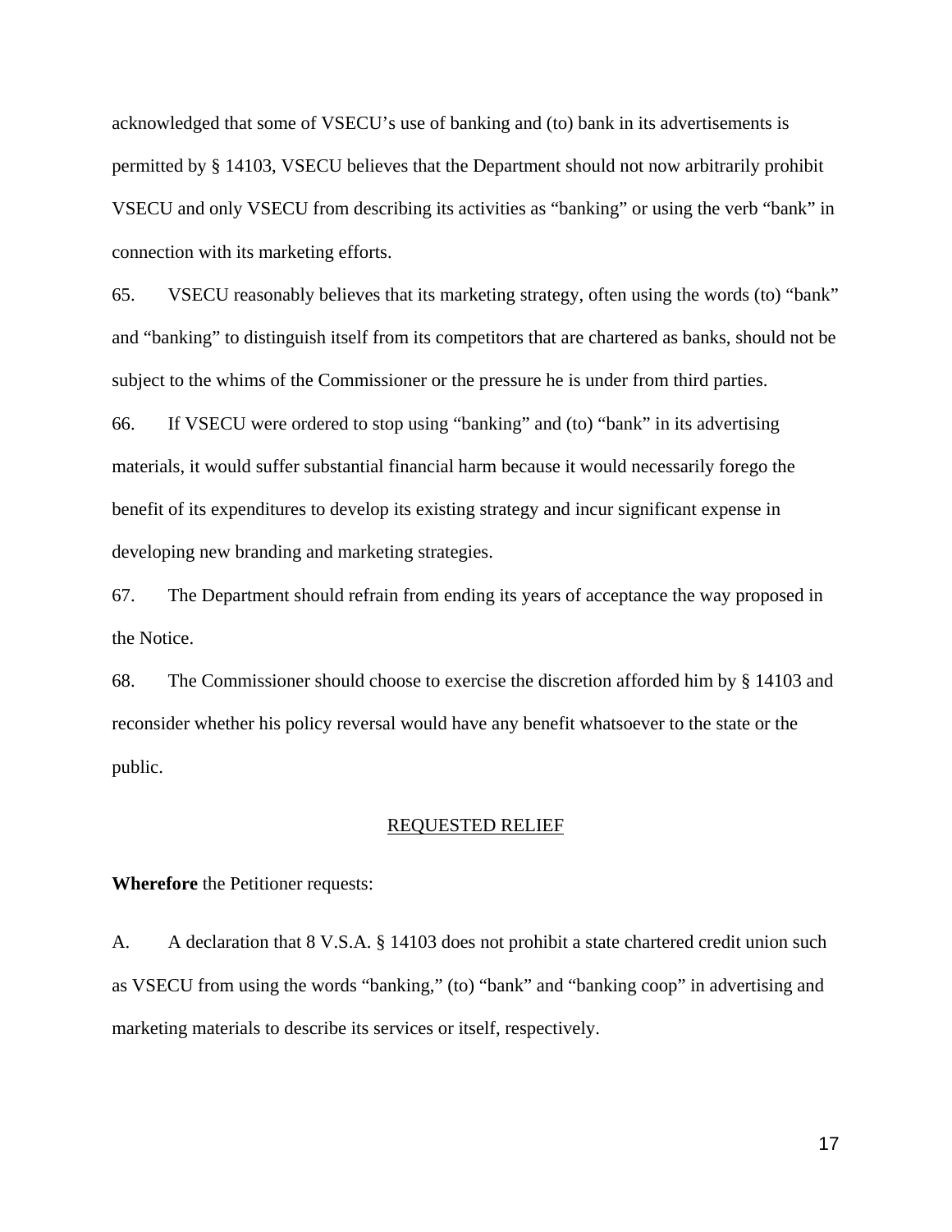acknowledged that some of VSECU's use of banking and (to) bank in its advertisements is permitted by § 14103, VSECU believes that the Department should not now arbitrarily prohibit VSECU and only VSECU from describing its activities as "banking" or using the verb "bank" in connection with its marketing efforts.

65. VSECU reasonably believes that its marketing strategy, often using the words (to) "bank" and "banking" to distinguish itself from its competitors that are chartered as banks, should not be subject to the whims of the Commissioner or the pressure he is under from third parties.

66. If VSECU were ordered to stop using "banking" and (to) "bank" in its advertising materials, it would suffer substantial financial harm because it would necessarily forego the benefit of its expenditures to develop its existing strategy and incur significant expense in developing new branding and marketing strategies.

67. The Department should refrain from ending its years of acceptance the way proposed in the Notice.

68. The Commissioner should choose to exercise the discretion afforded him by § 14103 and reconsider whether his policy reversal would have any benefit whatsoever to the state or the public.

## REQUESTED RELIEF

**Wherefore** the Petitioner requests:

A. A declaration that 8 V.S.A. § 14103 does not prohibit a state chartered credit union such as VSECU from using the words "banking," (to) "bank" and "banking coop" in advertising and marketing materials to describe its services or itself, respectively.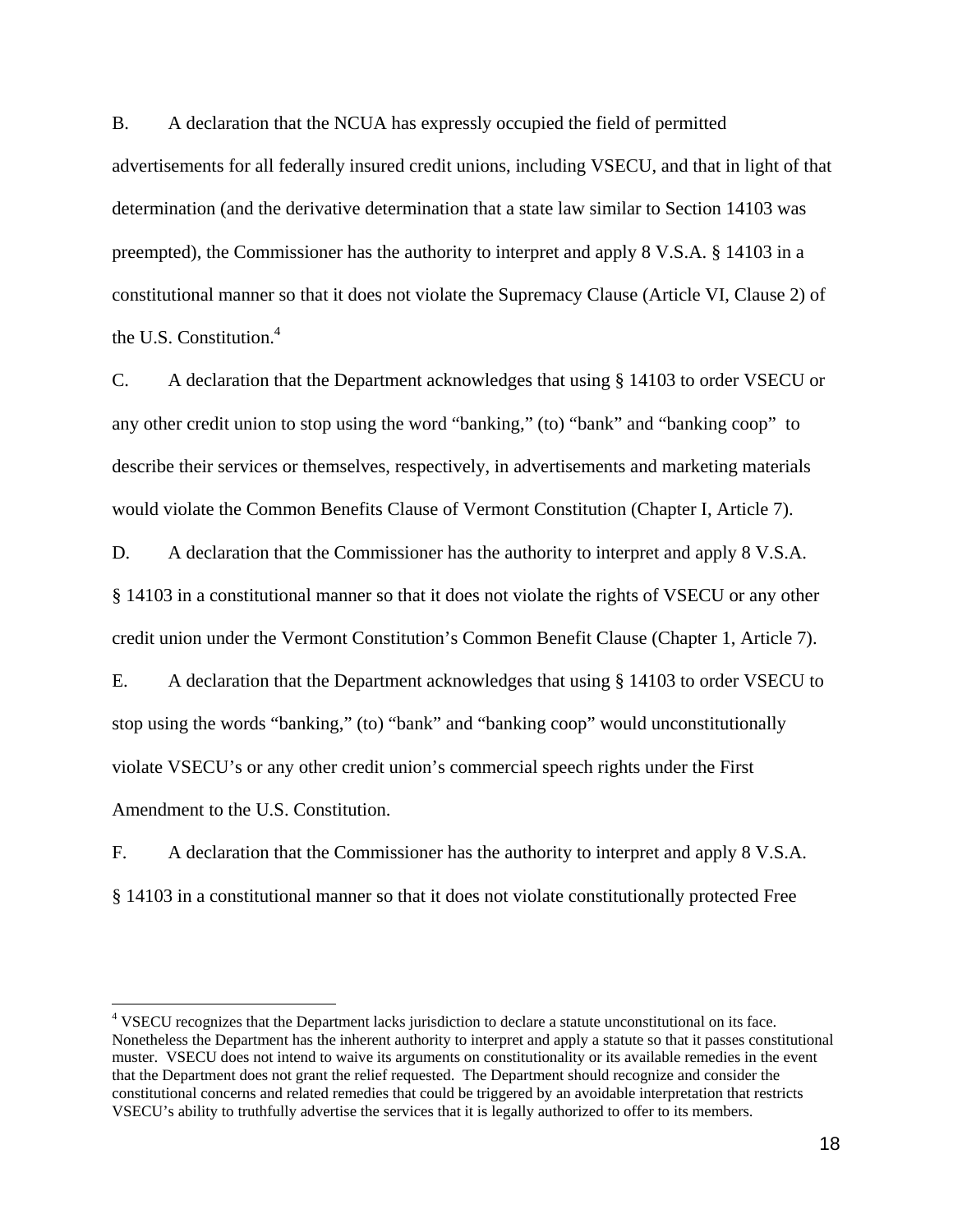B. A declaration that the NCUA has expressly occupied the field of permitted advertisements for all federally insured credit unions, including VSECU, and that in light of that determination (and the derivative determination that a state law similar to Section 14103 was preempted), the Commissioner has the authority to interpret and apply 8 V.S.A. § 14103 in a constitutional manner so that it does not violate the Supremacy Clause (Article VI, Clause 2) of the U.S. Constitution.[4]

C. A declaration that the Department acknowledges that using § 14103 to order VSECU or any other credit union to stop using the word "banking," (to) "bank" and "banking coop" to describe their services or themselves, respectively, in advertisements and marketing materials would violate the Common Benefits Clause of Vermont Constitution (Chapter I, Article 7).

D. A declaration that the Commissioner has the authority to interpret and apply 8 V.S.A. § 14103 in a constitutional manner so that it does not violate the rights of VSECU or any other credit union under the Vermont Constitution's Common Benefit Clause (Chapter 1, Article 7).

E. A declaration that the Department acknowledges that using § 14103 to order VSECU to stop using the words "banking," (to) "bank" and "banking coop" would unconstitutionally violate VSECU's or any other credit union's commercial speech rights under the First Amendment to the U.S. Constitution.

F. A declaration that the Commissioner has the authority to interpret and apply 8 V.S.A. § 14103 in a constitutional manner so that it does not violate constitutionally protected Free

---

[4] VSECU recognizes that the Department lacks jurisdiction to declare a statute unconstitutional on its face. Nonetheless the Department has the inherent authority to interpret and apply a statute so that it passes constitutional muster. VSECU does not intend to waive its arguments on constitutionality or its available remedies in the event that the Department does not grant the relief requested. The Department should recognize and consider the constitutional concerns and related remedies that could be triggered by an avoidable interpretation that restricts VSECU's ability to truthfully advertise the services that it is legally authorized to offer to its members.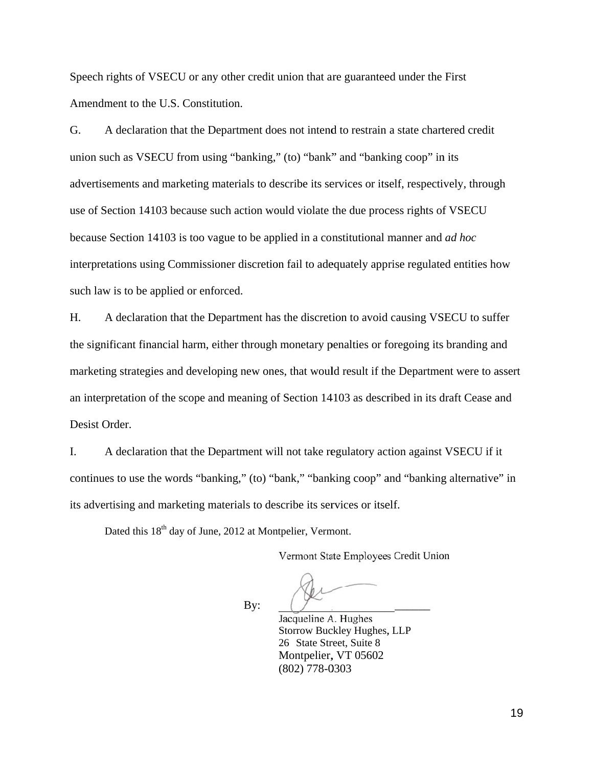Speech rights of VSECU or any other credit union that are guaranteed under the First Amendment to the U.S. Constitution.

G. A declaration that the Department does not intend to restrain a state chartered credit union such as VSECU from using "banking," (to) "bank" and "banking coop" in its advertisements and marketing materials to describe its services or itself, respectively, through use of Section 14103 because such action would violate the due process rights of VSECU because Section 14103 is too vague to be applied in a constitutional manner and *ad hoc* interpretations using Commissioner discretion fail to adequately apprise regulated entities how such law is to be applied or enforced.

H. A declaration that the Department has the discretion to avoid causing VSECU to suffer the significant financial harm, either through monetary penalties or foregoing its branding and marketing strategies and developing new ones, that would result if the Department were to assert an interpretation of the scope and meaning of Section 14103 as described in its draft Cease and Desist Order.

I. A declaration that the Department will not take regulatory action against VSECU if it continues to use the words "banking," (to) "bank," "banking coop" and "banking alternative" in its advertising and marketing materials to describe its services or itself.

Dated this 18th day of June, 2012 at Montpelier, Vermont.

Vermont State Employees Credit Union

By: ___________________________

Jacqueline A. Hughes
Storrow Buckley Hughes, LLP
26 State Street, Suite 8
Montpelier, VT 05602
(802) 778-0303